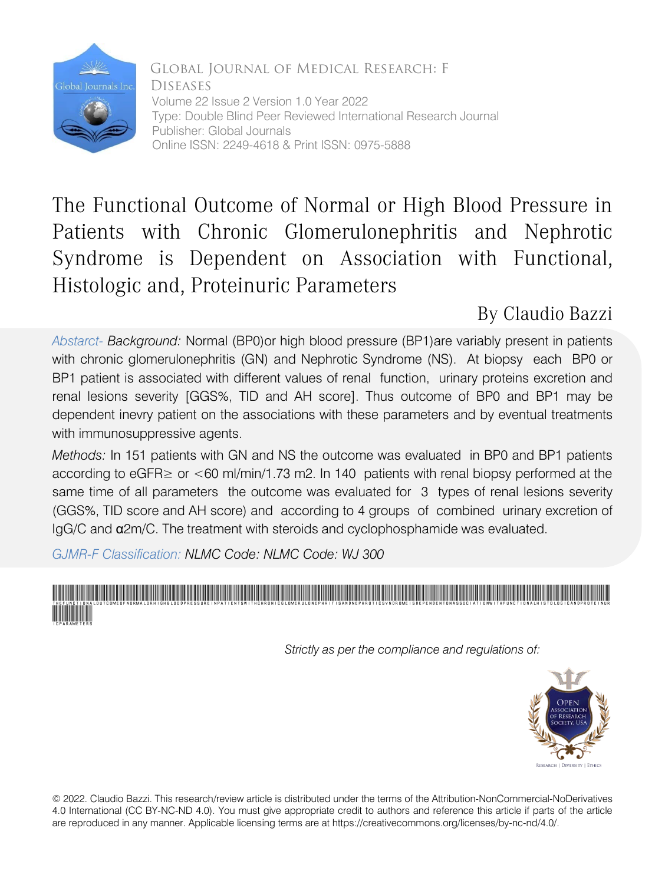Global Journal of Medical Research: F Diseases
Volume 22 Issue 2 Version 1.0 Year 2022
Type: Double Blind Peer Reviewed International Research Journal
Publisher: Global Journals
Online ISSN: 2249-4618 & Print ISSN: 0975-5888

# The Functional Outcome of Normal or High Blood Pressure in Patients with Chronic Glomerulonephritis and Nephrotic Syndrome is Dependent on Association with Functional, Histologic and, Proteinuric Parameters

By Claudio Bazzi

*Abstarct- Background:* Normal (BP0)or high blood pressure (BP1)are variably present in patients with chronic glomerulonephritis (GN) and Nephrotic Syndrome (NS). At biopsy each BP0 or BP1 patient is associated with different values of renal function, urinary proteins excretion and renal lesions severity [GGS%, TID and AH score]. Thus outcome of BP0 and BP1 may be dependent inevry patient on the associations with these parameters and by eventual treatments with immunosuppressive agents.

*Methods:* In 151 patients with GN and NS the outcome was evaluated in BP0 and BP1 patients according to eGFR≥ or <60 ml/min/1.73 m2. In 140 patients with renal biopsy performed at the same time of all parameters the outcome was evaluated for 3 types of renal lesions severity (GGS%, TID score and AH score) and according to 4 groups of combined urinary excretion of IgG/C and α2m/C. The treatment with steroids and cyclophosphamide was evaluated.

*GJMR-F Classification:* *NLMC Code: NLMC Code: WJ 300*

THEFUNCTIONALOUTCOMEOFNORMALORHIGHBLOODPRESSUREINPATIENTSWITHCHRONICGLOMERULONEPHRITISANDNEPHROTICSYNDROMEISDEPENDENTONASSOCIATIONWITHFUNCTIONALHISTOLOGICANDPROTEINURICPARAMETERS

*Strictly as per the compliance and regulations of:*

© 2022. Claudio Bazzi. This research/review article is distributed under the terms of the Attribution-NonCommercial-NoDerivatives 4.0 International (CC BY-NC-ND 4.0). You must give appropriate credit to authors and reference this article if parts of the article are reproduced in any manner. Applicable licensing terms are at https://creativecommons.org/licenses/by-nc-nd/4.0/.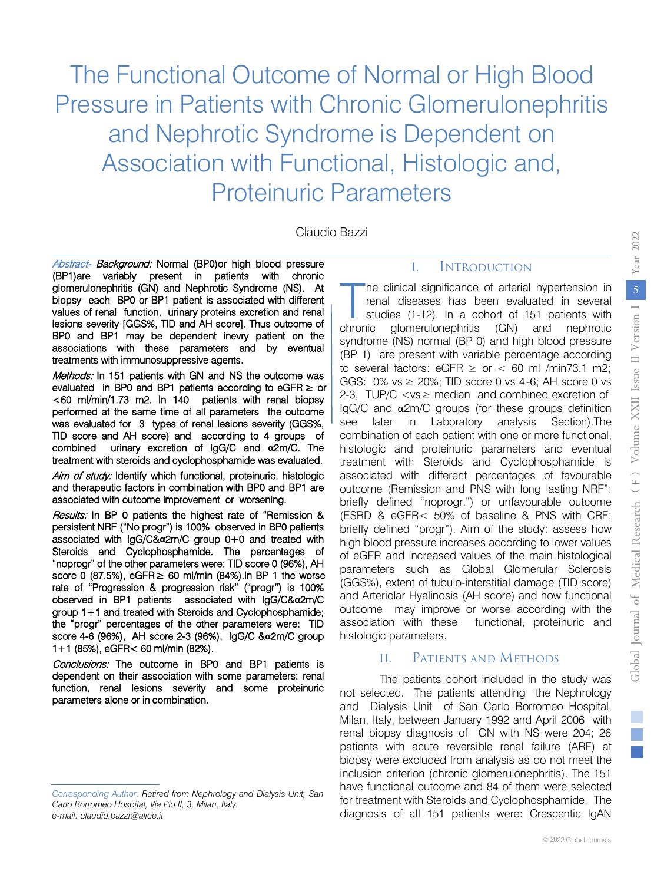# The Functional Outcome of Normal or High Blood Pressure in Patients with Chronic Glomerulonephritis and Nephrotic Syndrome is Dependent on Association with Functional, Histologic and, Proteinuric Parameters

Claudio Bazzi

*Abstract- Background:* Normal (BP0)or high blood pressure (BP1)are variably present in patients with chronic glomerulonephritis (GN) and Nephrotic Syndrome (NS). At biopsy each BP0 or BP1 patient is associated with different values of renal function, urinary proteins excretion and renal lesions severity [GGS%, TID and AH score]. Thus outcome of BP0 and BP1 may be dependent inevry patient on the associations with these parameters and by eventual treatments with immunosuppressive agents.

*Methods:* In 151 patients with GN and NS the outcome was evaluated in BP0 and BP1 patients according to eGFR ≥ or <60 ml/min/1.73 m2. In 140 patients with renal biopsy performed at the same time of all parameters the outcome was evaluated for 3 types of renal lesions severity (GGS%, TID score and AH score) and according to 4 groups of combined urinary excretion of IgG/C and α2m/C. The treatment with steroids and cyclophosphamide was evaluated.

*Aim of study:* Identify which functional, proteinuric. histologic and therapeutic factors in combination with BP0 and BP1 are associated with outcome improvement or worsening.

*Results:* In BP 0 patients the highest rate of "Remission & persistent NRF ("No progr") is 100% observed in BP0 patients associated with IgG/C&α2m/C group 0+0 and treated with Steroids and Cyclophosphamide. The percentages of "noprogr" of the other parameters were: TID score 0 (96%), AH score 0 (87.5%), eGFR ≥ 60 ml/min (84%).In BP 1 the worse rate of "Progression & progression risk" ("progr") is 100% observed in BP1 patients associated with IgG/C&α2m/C group 1+1 and treated with Steroids and Cyclophosphamide; the "progr" percentages of the other parameters were: TID score 4-6 (96%), AH score 2-3 (96%), IgG/C &α2m/C group 1+1 (85%), eGFR< 60 ml/min (82%).

*Conclusions:* The outcome in BP0 and BP1 patients is dependent on their association with some parameters: renal function, renal lesions severity and some proteinuric parameters alone or in combination.

*Corresponding Author:* Retired from Nephrology and Dialysis Unit, San Carlo Borromeo Hospital, Via Pio II, 3, Milan, Italy.
e-mail: claudio.bazzi@alice.it

## I. Introduction

The clinical significance of arterial hypertension in renal diseases has been evaluated in several studies (1-12). In a cohort of 151 patients with chronic glomerulonephritis (GN) and nephrotic syndrome (NS) normal (BP 0) and high blood pressure (BP 1) are present with variable percentage according to several factors: eGFR ≥ or < 60 ml /min73.1 m2; GGS: 0% vs ≥ 20%; TID score 0 vs 4-6; AH score 0 vs 2-3, TUP/C <vs≥ median and combined excretion of IgG/C and α2m/C groups (for these groups definition see later in Laboratory analysis Section).The combination of each patient with one or more functional, histologic and proteinuric parameters and eventual treatment with Steroids and Cyclophosphamide is associated with different percentages of favourable outcome (Remission and PNS with long lasting NRF": briefly defined "noprogr.") or unfavourable outcome (ESRD & eGFR< 50% of baseline & PNS with CRF: briefly defined "progr"). Aim of the study: assess how high blood pressure increases according to lower values of eGFR and increased values of the main histological parameters such as Global Glomerular Sclerosis (GGS%), extent of tubulo-interstitial damage (TID score) and Arteriolar Hyalinosis (AH score) and how functional outcome may improve or worse according with the association with these functional, proteinuric and histologic parameters.

## II. Patients and Methods

The patients cohort included in the study was not selected. The patients attending the Nephrology and Dialysis Unit of San Carlo Borromeo Hospital, Milan, Italy, between January 1992 and April 2006 with renal biopsy diagnosis of GN with NS were 204; 26 patients with acute reversible renal failure (ARF) at biopsy were excluded from analysis as do not meet the inclusion criterion (chronic glomerulonephritis). The 151 have functional outcome and 84 of them were selected for treatment with Steroids and Cyclophosphamide. The diagnosis of all 151 patients were: Crescentic IgAN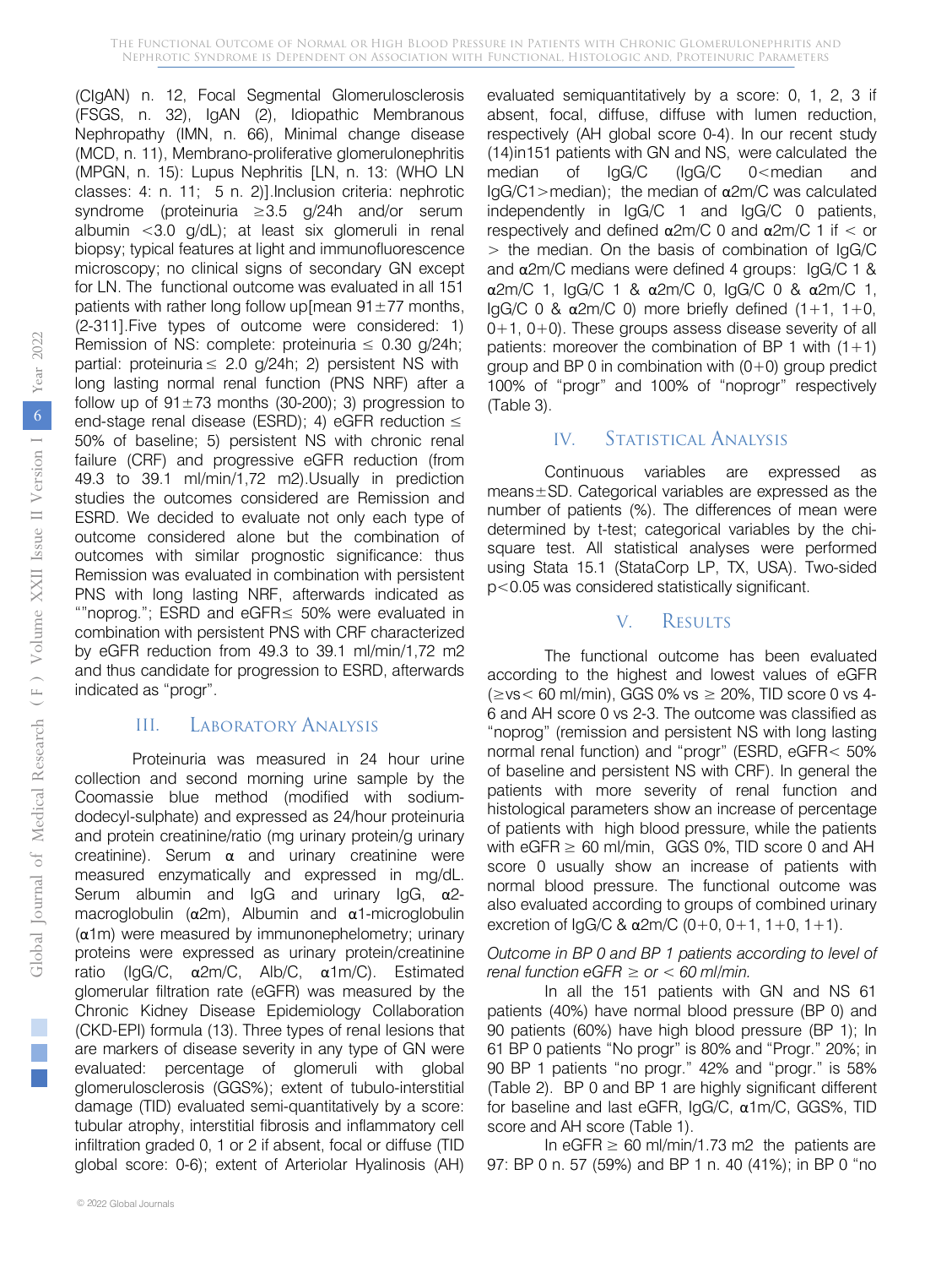(CIgAN) n. 12, Focal Segmental Glomerulosclerosis (FSGS, n. 32), IgAN (2), Idiopathic Membranous Nephropathy (IMN, n. 66), Minimal change disease (MCD, n. 11), Membrano-proliferative glomerulonephritis (MPGN, n. 15): Lupus Nephritis [LN, n. 13: (WHO LN classes: 4: n. 11; 5 n. 2)].Inclusion criteria: nephrotic syndrome (proteinuria ≥3.5 g/24h and/or serum albumin <3.0 g/dL); at least six glomeruli in renal biopsy; typical features at light and immunofluorescence microscopy; no clinical signs of secondary GN except for LN. The functional outcome was evaluated in all 151 patients with rather long follow up[mean 91±77 months, (2-311].Five types of outcome were considered: 1) Remission of NS: complete: proteinuria ≤ 0.30 g/24h; partial: proteinuria ≤ 2.0 g/24h; 2) persistent NS with long lasting normal renal function (PNS NRF) after a follow up of 91±73 months (30-200); 3) progression to end-stage renal disease (ESRD); 4) eGFR reduction ≤ 50% of baseline; 5) persistent NS with chronic renal failure (CRF) and progressive eGFR reduction (from 49.3 to 39.1 ml/min/1,72 m2).Usually in prediction studies the outcomes considered are Remission and ESRD. We decided to evaluate not only each type of outcome considered alone but the combination of outcomes with similar prognostic significance: thus Remission was evaluated in combination with persistent PNS with long lasting NRF, afterwards indicated as “”noprog.”; ESRD and eGFR≤ 50% were evaluated in combination with persistent PNS with CRF characterized by eGFR reduction from 49.3 to 39.1 ml/min/1,72 m2 and thus candidate for progression to ESRD, afterwards indicated as “progr”.

## III. Laboratory Analysis

Proteinuria was measured in 24 hour urine collection and second morning urine sample by the Coomassie blue method (modified with sodium-dodecyl-sulphate) and expressed as 24/hour proteinuria and protein creatinine/ratio (mg urinary protein/g urinary creatinine). Serum α and urinary creatinine were measured enzymatically and expressed in mg/dL. Serum albumin and IgG and urinary IgG, α2-macroglobulin (α2m), Albumin and α1-microglobulin (α1m) were measured by immunonephelometry; urinary proteins were expressed as urinary protein/creatinine ratio (IgG/C, α2m/C, Alb/C, α1m/C). Estimated glomerular filtration rate (eGFR) was measured by the Chronic Kidney Disease Epidemiology Collaboration (CKD-EPI) formula (13). Three types of renal lesions that are markers of disease severity in any type of GN were evaluated: percentage of glomeruli with global glomerulosclerosis (GGS%); extent of tubulo-interstitial damage (TID) evaluated semi-quantitatively by a score: tubular atrophy, interstitial fibrosis and inflammatory cell infiltration graded 0, 1 or 2 if absent, focal or diffuse (TID global score: 0-6); extent of Arteriolar Hyalinosis (AH) evaluated semiquantitatively by a score: 0, 1, 2, 3 if absent, focal, diffuse, diffuse with lumen reduction, respectively (AH global score 0-4). In our recent study (14)in151 patients with GN and NS, were calculated the median of IgG/C (IgG/C 0<median and IgG/C1>median); the median of α2m/C was calculated independently in IgG/C 1 and IgG/C 0 patients, respectively and defined α2m/C 0 and α2m/C 1 if < or > the median. On the basis of combination of IgG/C and α2m/C medians were defined 4 groups: IgG/C 1 & α2m/C 1, IgG/C 1 & α2m/C 0, IgG/C 0 & α2m/C 1, IgG/C 0 & α2m/C 0) more briefly defined (1+1, 1+0, 0+1, 0+0). These groups assess disease severity of all patients: moreover the combination of BP 1 with (1+1) group and BP 0 in combination with (0+0) group predict 100% of “progr” and 100% of “noprogr” respectively (Table 3).

## IV. Statistical Analysis

Continuous variables are expressed as means±SD. Categorical variables are expressed as the number of patients (%). The differences of mean were determined by t-test; categorical variables by the chi-square test. All statistical analyses were performed using Stata 15.1 (StataCorp LP, TX, USA). Two-sided $p<0.05$ was considered statistically significant.

## V. Results

The functional outcome has been evaluated according to the highest and lowest values of eGFR (≥vs< 60 ml/min), GGS 0% vs ≥ 20%, TID score 0 vs 4-6 and AH score 0 vs 2-3. The outcome was classified as “noprog” (remission and persistent NS with long lasting normal renal function) and “progr” (ESRD, eGFR< 50% of baseline and persistent NS with CRF). In general the patients with more severity of renal function and histological parameters show an increase of percentage of patients with high blood pressure, while the patients with eGFR ≥ 60 ml/min, GGS 0%, TID score 0 and AH score 0 usually show an increase of patients with normal blood pressure. The functional outcome was also evaluated according to groups of combined urinary excretion of IgG/C & α2m/C (0+0, 0+1, 1+0, 1+1).

*Outcome in BP 0 and BP 1 patients according to level of renal function eGFR ≥ or < 60 ml/min.*

In all the 151 patients with GN and NS 61 patients (40%) have normal blood pressure (BP 0) and 90 patients (60%) have high blood pressure (BP 1); In 61 BP 0 patients “No progr” is 80% and “Progr.” 20%; in 90 BP 1 patients “no progr.” 42% and “progr.” is 58% (Table 2). BP 0 and BP 1 are highly significant different for baseline and last eGFR, IgG/C, α1m/C, GGS%, TID score and AH score (Table 1).

In eGFR ≥ 60 ml/min/1.73 m2 the patients are 97: BP 0 n. 57 (59%) and BP 1 n. 40 (41%); in BP 0 “no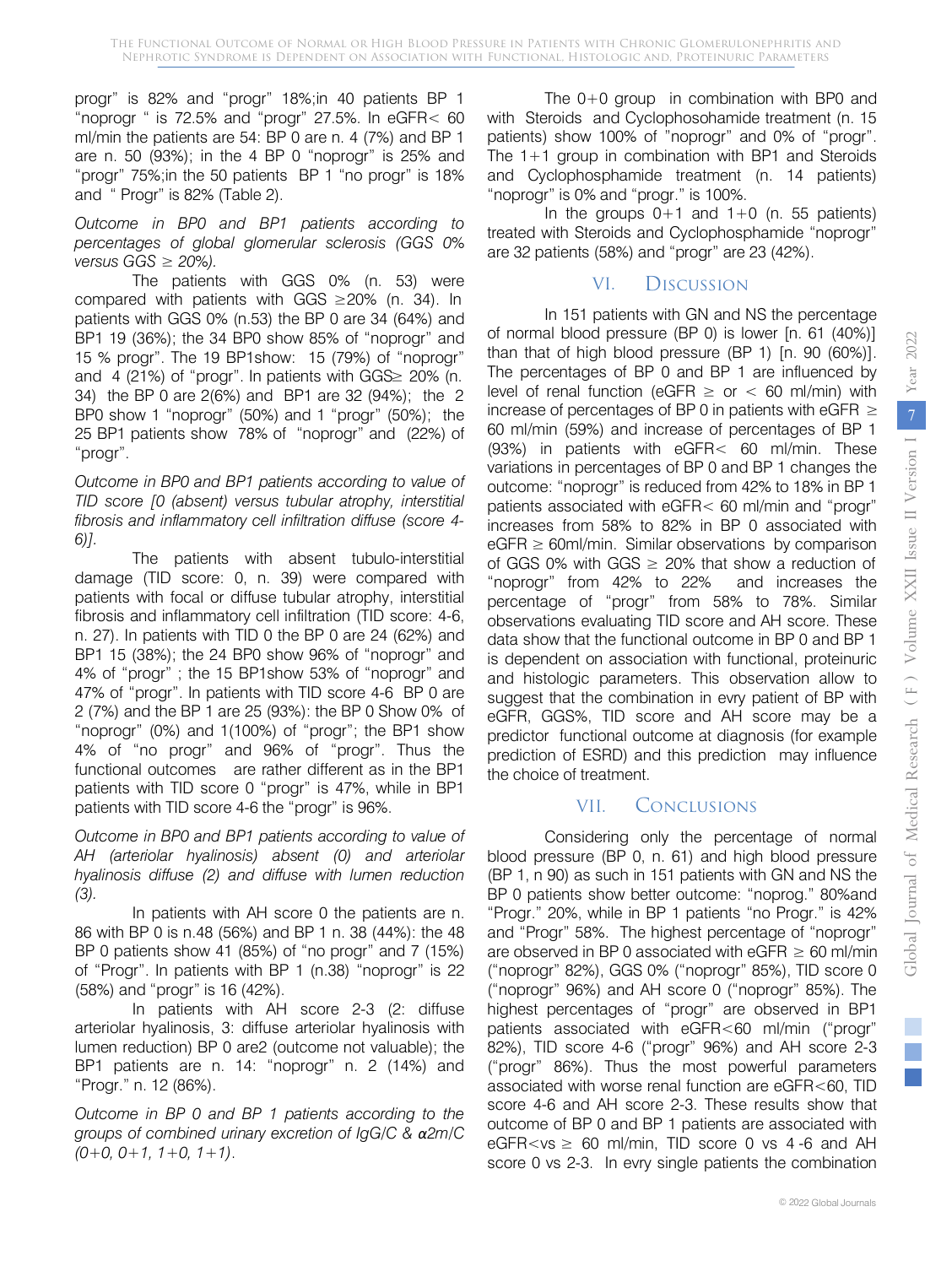progr" is 82% and "progr" 18%;in 40 patients BP 1 "noprogr " is 72.5% and "progr" 27.5%. In eGFR< 60 ml/min the patients are 54: BP 0 are n. 4 (7%) and BP 1 are n. 50 (93%); in the 4 BP 0 "noprogr" is 25% and "progr" 75%;in the 50 patients BP 1 "no progr" is 18% and " Progr" is 82% (Table 2).

*Outcome in BP0 and BP1 patients according to percentages of global glomerular sclerosis (GGS 0% versus GGS ≥ 20%).*

The patients with GGS 0% (n. 53) were compared with patients with GGS ≥20% (n. 34). In patients with GGS 0% (n.53) the BP 0 are 34 (64%) and BP1 19 (36%); the 34 BP0 show 85% of "noprogr" and 15 % progr". The 19 BP1show: 15 (79%) of "noprogr" and 4 (21%) of "progr". In patients with GGS≥ 20% (n. 34) the BP 0 are 2(6%) and BP1 are 32 (94%); the 2 BP0 show 1 "noprogr" (50%) and 1 "progr" (50%); the 25 BP1 patients show 78% of "noprogr" and (22%) of "progr".

*Outcome in BP0 and BP1 patients according to value of TID score [0 (absent) versus tubular atrophy, interstitial fibrosis and inflammatory cell infiltration diffuse (score 4-6)].*

The patients with absent tubulo-interstitial damage (TID score: 0, n. 39) were compared with patients with focal or diffuse tubular atrophy, interstitial fibrosis and inflammatory cell infiltration (TID score: 4-6, n. 27). In patients with TID 0 the BP 0 are 24 (62%) and BP1 15 (38%); the 24 BP0 show 96% of "noprogr" and 4% of "progr" ; the 15 BP1show 53% of "noprogr" and 47% of "progr". In patients with TID score 4-6 BP 0 are 2 (7%) and the BP 1 are 25 (93%): the BP 0 Show 0% of "noprogr" (0%) and 1(100%) of "progr"; the BP1 show 4% of "no progr" and 96% of "progr". Thus the functional outcomes are rather different as in the BP1 patients with TID score 0 "progr" is 47%, while in BP1 patients with TID score 4-6 the "progr" is 96%.

*Outcome in BP0 and BP1 patients according to value of AH (arteriolar hyalinosis) absent (0) and arteriolar hyalinosis diffuse (2) and diffuse with lumen reduction (3).*

In patients with AH score 0 the patients are n. 86 with BP 0 is n.48 (56%) and BP 1 n. 38 (44%): the 48 BP 0 patients show 41 (85%) of "no progr" and 7 (15%) of "Progr". In patients with BP 1 (n.38) "noprogr" is 22 (58%) and "progr" is 16 (42%).

In patients with AH score 2-3 (2: diffuse arteriolar hyalinosis, 3: diffuse arteriolar hyalinosis with lumen reduction) BP 0 are2 (outcome not valuable); the BP1 patients are n. 14: "noprogr" n. 2 (14%) and "Progr." n. 12 (86%).

*Outcome in BP 0 and BP 1 patients according to the groups of combined urinary excretion of IgG/C & α2m/C (0+0, 0+1, 1+0, 1+1).*

The 0+0 group in combination with BP0 and with Steroids and Cyclophosohamide treatment (n. 15 patients) show 100% of "noprogr" and 0% of "progr". The 1+1 group in combination with BP1 and Steroids and Cyclophosphamide treatment (n. 14 patients) "noprogr" is 0% and "progr." is 100%.

In the groups 0+1 and 1+0 (n. 55 patients) treated with Steroids and Cyclophosphamide "noprogr" are 32 patients (58%) and "progr" are 23 (42%).

## VI. Discussion

In 151 patients with GN and NS the percentage of normal blood pressure (BP 0) is lower [n. 61 (40%)] than that of high blood pressure (BP 1) [n. 90 (60%)]. The percentages of BP 0 and BP 1 are influenced by level of renal function (eGFR ≥ or < 60 ml/min) with increase of percentages of BP 0 in patients with eGFR ≥ 60 ml/min (59%) and increase of percentages of BP 1 (93%) in patients with eGFR< 60 ml/min. These variations in percentages of BP 0 and BP 1 changes the outcome: "noprogr" is reduced from 42% to 18% in BP 1 patients associated with eGFR< 60 ml/min and "progr" increases from 58% to 82% in BP 0 associated with eGFR ≥ 60ml/min. Similar observations by comparison of GGS 0% with GGS ≥ 20% that show a reduction of "noprogr" from 42% to 22% and increases the percentage of "progr" from 58% to 78%. Similar observations evaluating TID score and AH score. These data show that the functional outcome in BP 0 and BP 1 is dependent on association with functional, proteinuric and histologic parameters. This observation allow to suggest that the combination in evry patient of BP with eGFR, GGS%, TID score and AH score may be a predictor functional outcome at diagnosis (for example prediction of ESRD) and this prediction may influence the choice of treatment.

## VII. Conclusions

Considering only the percentage of normal blood pressure (BP 0, n. 61) and high blood pressure (BP 1, n 90) as such in 151 patients with GN and NS the BP 0 patients show better outcome: "noprog." 80%and "Progr." 20%, while in BP 1 patients "no Progr." is 42% and "Progr" 58%. The highest percentage of "noprogr" are observed in BP 0 associated with eGFR ≥ 60 ml/min ("noprogr" 82%), GGS 0% ("noprogr" 85%), TID score 0 ("noprogr" 96%) and AH score 0 ("noprogr" 85%). The highest percentages of "progr" are observed in BP1 patients associated with eGFR<60 ml/min ("progr" 82%), TID score 4-6 ("progr" 96%) and AH score 2-3 ("progr" 86%). Thus the most powerful parameters associated with worse renal function are eGFR<60, TID score 4-6 and AH score 2-3. These results show that outcome of BP 0 and BP 1 patients are associated with eGFR<vs ≥ 60 ml/min, TID score 0 vs 4 -6 and AH score 0 vs 2-3. In evry single patients the combination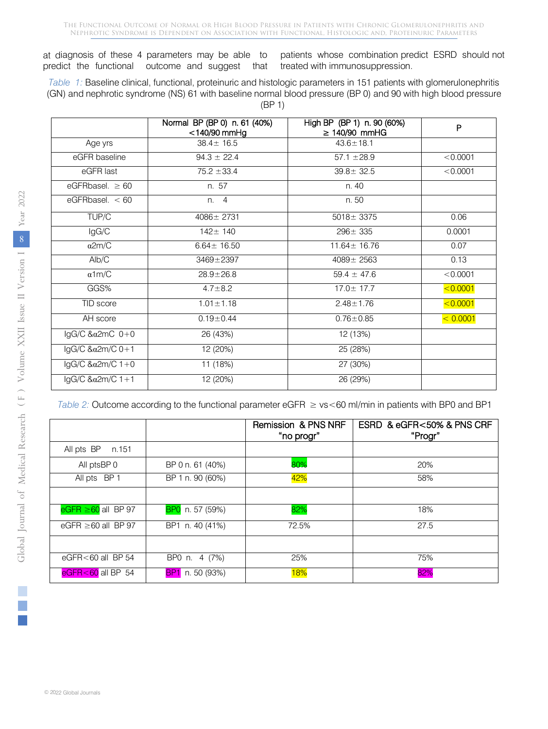at diagnosis of these 4 parameters may be able to predict the functional outcome and suggest that patients whose combination predict ESRD should not treated with immunosuppression.

*Table 1:* Baseline clinical, functional, proteinuric and histologic parameters in 151 patients with glomerulonephritis (GN) and nephrotic syndrome (NS) 61 with baseline normal blood pressure (BP 0) and 90 with high blood pressure (BP 1)

| | Normal BP (BP 0) n. 61 (40%) <140/90 mmHg | High BP (BP 1) n. 90 (60%) ≥ 140/90 mmHG | P |
|---|---|---|---|
| Age yrs | 38.4± 16.5 | 43.6±18.1 | |
| eGFR baseline | 94.3 ± 22.4 | 57.1 ±28.9 | <0.0001 |
| eGFR last | 75.2 ±33.4 | 39.8± 32.5 | <0.0001 |
| eGFRbasel. ≥ 60 | n. 57 | n. 40 | |
| eGFRbasel. < 60 | n. 4 | n. 50 | |
| TUP/C | 4086± 2731 | 5018± 3375 | 0.06 |
| IgG/C | 142± 140 | 296± 335 | 0.0001 |
| α2m/C | 6.64± 16.50 | 11.64± 16.76 | 0.07 |
| Alb/C | 3469±2397 | 4089± 2563 | 0.13 |
| α1m/C | 28.9±26.8 | 59.4 ± 47.6 | <0.0001 |
| GGS% | 4.7±8.2 | 17.0± 17.7 | <0.0001 |
| TID score | 1.01±1.18 | 2.48±1.76 | <0.0001 |
| AH score | 0.19±0.44 | 0.76±0.85 | < 0.0001 |
| IgG/C &α2mC 0+0 | 26 (43%) | 12 (13%) | |
| IgG/C &α2m/C 0+1 | 12 (20%) | 25 (28%) | |
| IgG/C &α2m/C 1+0 | 11 (18%) | 27 (30%) | |
| IgG/C &α2m/C 1+1 | 12 (20%) | 26 (29%) | |

*Table 2:* Outcome according to the functional parameter eGFR ≥ vs<60 ml/min in patients with BP0 and BP1

| | | Remission & PNS NRF "no progr" | ESRD & eGFR<50% & PNS CRF "Progr" |
|---|---|---|---|
| All pts BP n.151 | | | |
| All ptsBP 0 | BP 0 n. 61 (40%) | 80% | 20% |
| All pts BP 1 | BP 1 n. 90 (60%) | 42% | 58% |
| | | | |
| eGFR ≥60 all BP 97 | BP0 n. 57 (59%) | 82% | 18% |
| eGFR ≥60 all BP 97 | BP1 n. 40 (41%) | 72.5% | 27.5 |
| | | | |
| eGFR<60 all BP 54 | BP0 n. 4 (7%) | 25% | 75% |
| eGFR<60 all BP 54 | BP1 n. 50 (93%) | 18% | 82% |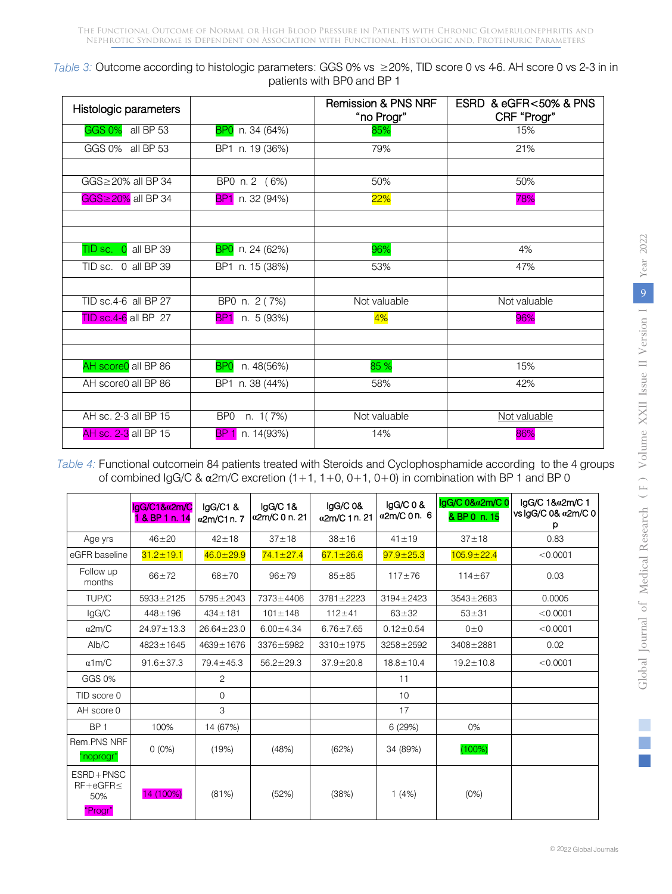*Table 3:* Outcome according to histologic parameters: GGS 0% vs ≥20%, TID score 0 vs 4-6. AH score 0 vs 2-3 in in patients with BP0 and BP 1

| Histologic parameters | | Remission & PNS NRF "no Progr" | ESRD & eGFR<50% & PNS CRF "Progr" |
|---|---|---|---|
| GGS 0% all BP 53 | BP0 n. 34 (64%) | 85% | 15% |
| GGS 0% all BP 53 | BP1 n. 19 (36%) | 79% | 21% |
| | | | |
| GGS≥20% all BP 34 | BP0 n. 2 (6%) | 50% | 50% |
| GGS≥20% all BP 34 | BP1 n. 32 (94%) | 22% | 78% |
| | | | |
| | | | |
| TID sc. 0 all BP 39 | BP0 n. 24 (62%) | 96% | 4% |
| TID sc. 0 all BP 39 | BP1 n. 15 (38%) | 53% | 47% |
| | | | |
| TID sc.4-6 all BP 27 | BP0 n. 2 ( 7%) | Not valuable | Not valuable |
| TID sc.4-6 all BP 27 | BP1 n. 5 (93%) | 4% | 96% |
| | | | |
| | | | |
| AH score0 all BP 86 | BP0 n. 48(56%) | 85 % | 15% |
| AH score0 all BP 86 | BP1 n. 38 (44%) | 58% | 42% |
| | | | |
| AH sc. 2-3 all BP 15 | BP0 n. 1( 7%) | Not valuable | Not valuable |
| AH sc. 2-3 all BP 15 | BP 1 n. 14(93%) | 14% | 86% |

*Table 4:* Functional outcomein 84 patients treated with Steroids and Cyclophosphamide according to the 4 groups of combined IgG/C & α2m/C excretion (1+1, 1+0, 0+1, 0+0) in combination with BP 1 and BP 0

| | IgG/C1&α2m/C 1 & BP 1 n. 14 | IgG/C1 & α2m/C1 n. 7 | IgG/C 1& α2m/C 0 n. 21 | IgG/C 0& α2m/C 1 n. 21 | IgG/C 0 & α2m/C 0 n. 6 | IgG/C 0&α2m/C 0 & BP 0 n. 15 | IgG/C 1&α2m/C 1 vs IgG/C 0& α2m/C 0 p |
|---|---|---|---|---|---|---|---|
| Age yrs | 46±20 | 42±18 | 37±18 | 38±16 | 41±19 | 37±18 | 0.83 |
| eGFR baseline | 31.2±19.1 | 46.0±29.9 | 74.1±27.4 | 67.1±26.6 | 97.9±25.3 | 105.9±22.4 | <0.0001 |
| Follow up months | 66±72 | 68±70 | 96±79 | 85±85 | 117±76 | 114±67 | 0.03 |
| TUP/C | 5933±2125 | 5795±2043 | 7373±4406 | 3781±2223 | 3194±2423 | 3543±2683 | 0.0005 |
| IgG/C | 448±196 | 434±181 | 101±148 | 112±41 | 63±32 | 53±31 | <0.0001 |
| α2m/C | 24.97±13.3 | 26.64±23.0 | 6.00±4.34 | 6.76±7.65 | 0.12±0.54 | 0±0 | <0.0001 |
| Alb/C | 4823±1645 | 4639±1676 | 3376±5982 | 3310±1975 | 3258±2592 | 3408±2881 | 0.02 |
| α1m/C | 91.6±37.3 | 79.4±45.3 | 56.2±29.3 | 37.9±20.8 | 18.8±10.4 | 19.2±10.8 | <0.0001 |
| GGS 0% | | 2 | | | 11 | | |
| TID score 0 | | 0 | | | 10 | | |
| AH score 0 | | 3 | | | 17 | | |
| BP 1 | 100% | 14 (67%) | | | 6 (29%) | 0% | |
| Rem.PNS NRF "noprogr" | 0 (0%) | (19%) | (48%) | (62%) | 34 (89%) | (100%) | |
| ESRD+PNSC RF+eGFR≤ 50% "Progr" | 14 (100%) | (81%) | (52%) | (38%) | 1 (4%) | (0%) | |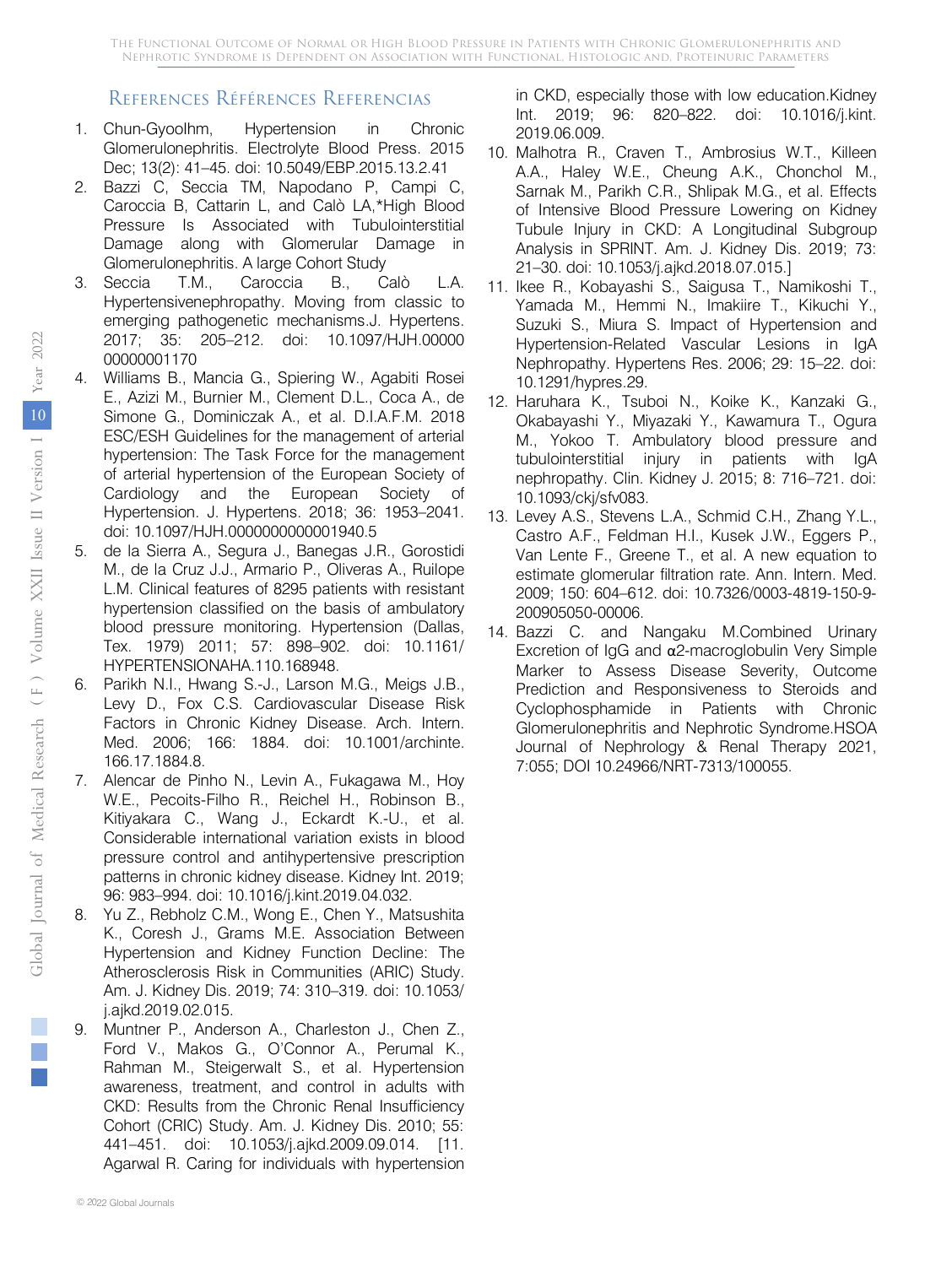## References Références Referencias

1. Chun-Gyoolhm, Hypertension in Chronic Glomerulonephritis. Electrolyte Blood Press. 2015 Dec; 13(2): 41–45. doi: 10.5049/EBP.2015.13.2.41
2. Bazzi C, Seccia TM, Napodano P, Campi C, Caroccia B, Cattarin L, and Calò LA,*High Blood Pressure Is Associated with Tubulointerstitial Damage along with Glomerular Damage in Glomerulonephritis. A large Cohort Study
3. Seccia T.M., Caroccia B., Calò L.A. Hypertensivenephropathy. Moving from classic to emerging pathogenetic mechanisms.J. Hypertens. 2017; 35: 205–212. doi: 10.1097/HJH.0000000000001170
4. Williams B., Mancia G., Spiering W., Agabiti Rosei E., Azizi M., Burnier M., Clement D.L., Coca A., de Simone G., Dominiczak A., et al. D.I.A.F.M. 2018 ESC/ESH Guidelines for the management of arterial hypertension: The Task Force for the management of arterial hypertension of the European Society of Cardiology and the European Society of Hypertension. J. Hypertens. 2018; 36: 1953–2041. doi: 10.1097/HJH.0000000000001940.5
5. de la Sierra A., Segura J., Banegas J.R., Gorostidi M., de la Cruz J.J., Armario P., Oliveras A., Ruilope L.M. Clinical features of 8295 patients with resistant hypertension classified on the basis of ambulatory blood pressure monitoring. Hypertension (Dallas, Tex. 1979) 2011; 57: 898–902. doi: 10.1161/HYPERTENSIONAHA.110.168948.
6. Parikh N.I., Hwang S.-J., Larson M.G., Meigs J.B., Levy D., Fox C.S. Cardiovascular Disease Risk Factors in Chronic Kidney Disease. Arch. Intern. Med. 2006; 166: 1884. doi: 10.1001/archinte.166.17.1884.8.
7. Alencar de Pinho N., Levin A., Fukagawa M., Hoy W.E., Pecoits-Filho R., Reichel H., Robinson B., Kitiyakara C., Wang J., Eckardt K.-U., et al. Considerable international variation exists in blood pressure control and antihypertensive prescription patterns in chronic kidney disease. Kidney Int. 2019; 96: 983–994. doi: 10.1016/j.kint.2019.04.032.
8. Yu Z., Rebholz C.M., Wong E., Chen Y., Matsushita K., Coresh J., Grams M.E. Association Between Hypertension and Kidney Function Decline: The Atherosclerosis Risk in Communities (ARIC) Study. Am. J. Kidney Dis. 2019; 74: 310–319. doi: 10.1053/j.ajkd.2019.02.015.
9. Muntner P., Anderson A., Charleston J., Chen Z., Ford V., Makos G., O'Connor A., Perumal K., Rahman M., Steigerwalt S., et al. Hypertension awareness, treatment, and control in adults with CKD: Results from the Chronic Renal Insufficiency Cohort (CRIC) Study. Am. J. Kidney Dis. 2010; 55: 441–451. doi: 10.1053/j.ajkd.2009.09.014. [11. Agarwal R. Caring for individuals with hypertension in CKD, especially those with low education.Kidney Int. 2019; 96: 820–822. doi: 10.1016/j.kint.2019.06.009.
10. Malhotra R., Craven T., Ambrosius W.T., Killeen A.A., Haley W.E., Cheung A.K., Chonchol M., Sarnak M., Parikh C.R., Shlipak M.G., et al. Effects of Intensive Blood Pressure Lowering on Kidney Tubule Injury in CKD: A Longitudinal Subgroup Analysis in SPRINT. Am. J. Kidney Dis. 2019; 73: 21–30. doi: 10.1053/j.ajkd.2018.07.015.]
11. Ikee R., Kobayashi S., Saigusa T., Namikoshi T., Yamada M., Hemmi N., Imakiire T., Kikuchi Y., Suzuki S., Miura S. Impact of Hypertension and Hypertension-Related Vascular Lesions in IgA Nephropathy. Hypertens Res. 2006; 29: 15–22. doi: 10.1291/hypres.29.
12. Haruhara K., Tsuboi N., Koike K., Kanzaki G., Okabayashi Y., Miyazaki Y., Kawamura T., Ogura M., Yokoo T. Ambulatory blood pressure and tubulointerstitial injury in patients with IgA nephropathy. Clin. Kidney J. 2015; 8: 716–721. doi: 10.1093/ckj/sfv083.
13. Levey A.S., Stevens L.A., Schmid C.H., Zhang Y.L., Castro A.F., Feldman H.I., Kusek J.W., Eggers P., Van Lente F., Greene T., et al. A new equation to estimate glomerular filtration rate. Ann. Intern. Med. 2009; 150: 604–612. doi: 10.7326/0003-4819-150-9-200905050-00006.
14. Bazzi C. and Nangaku M.Combined Urinary Excretion of IgG and α2-macroglobulin Very Simple Marker to Assess Disease Severity, Outcome Prediction and Responsiveness to Steroids and Cyclophosphamide in Patients with Chronic Glomerulonephritis and Nephrotic Syndrome.HSOA Journal of Nephrology & Renal Therapy 2021, 7:055; DOI 10.24966/NRT-7313/100055.